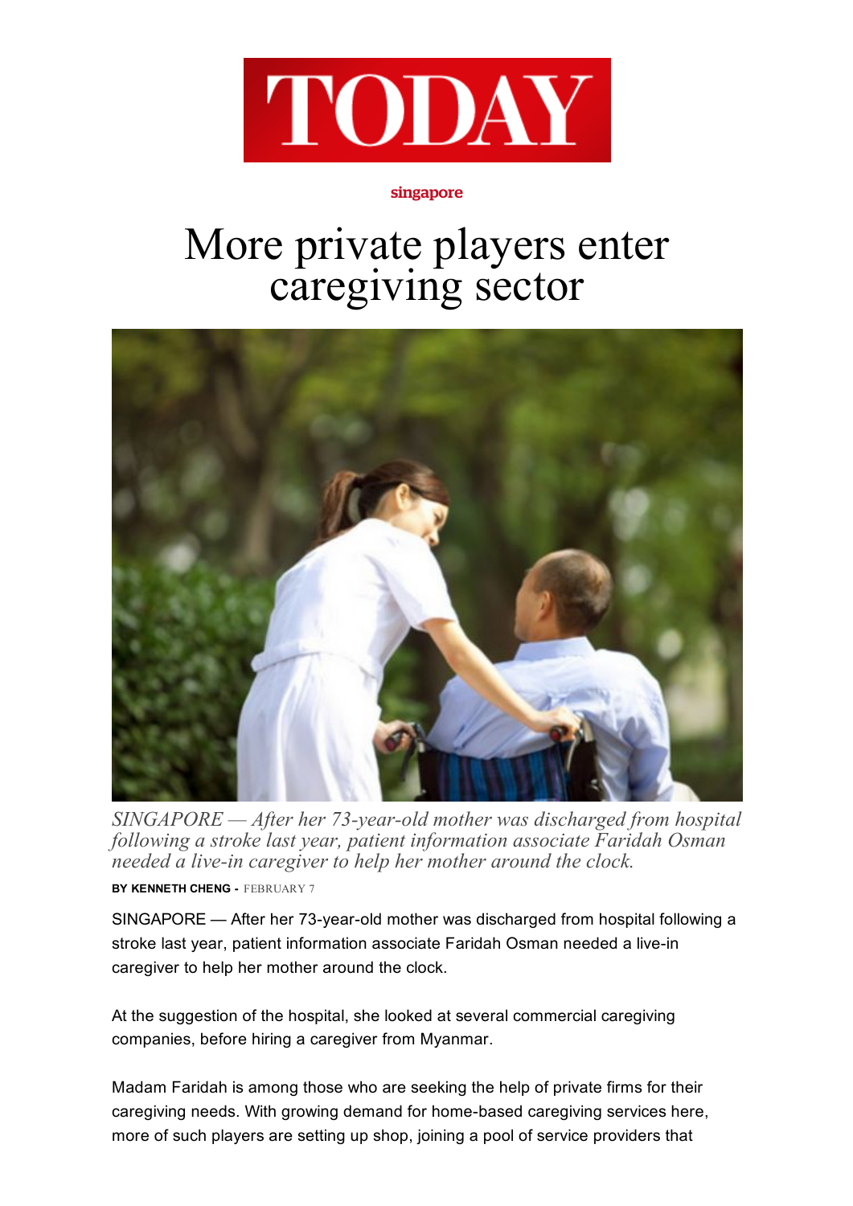TODAY

singapore

# More private players enter caregiving sector

*SINGAPORE — After her 73-year-old mother was discharged from hospital following a stroke last year, patient information associate Faridah Osman needed a live-in caregiver to help her mother around the clock.*

**BY KENNETH CHENG -** FEBRUARY 7

SINGAPORE — After her 73-year-old mother was discharged from hospital following a stroke last year, patient information associate Faridah Osman needed a live-in caregiver to help her mother around the clock.

At the suggestion of the hospital, she looked at several commercial caregiving companies, before hiring a caregiver from Myanmar.

Madam Faridah is among those who are seeking the help of private firms for their caregiving needs. With growing demand for home-based caregiving services here, more of such players are setting up shop, joining a pool of service providers that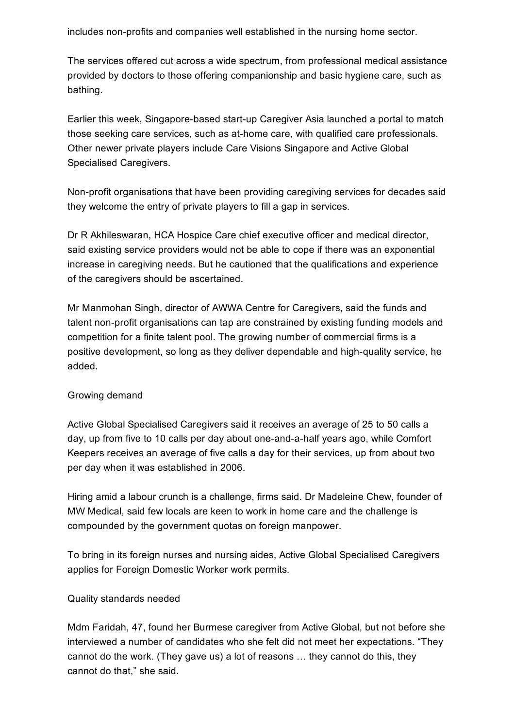includes non-profits and companies well established in the nursing home sector.

The services offered cut across a wide spectrum, from professional medical assistance provided by doctors to those offering companionship and basic hygiene care, such as bathing.

Earlier this week, Singapore-based start-up Caregiver Asia launched a portal to match those seeking care services, such as at-home care, with qualified care professionals. Other newer private players include Care Visions Singapore and Active Global Specialised Caregivers.

Non-profit organisations that have been providing caregiving services for decades said they welcome the entry of private players to fill a gap in services.

Dr R Akhileswaran, HCA Hospice Care chief executive officer and medical director, said existing service providers would not be able to cope if there was an exponential increase in caregiving needs. But he cautioned that the qualifications and experience of the caregivers should be ascertained.

Mr Manmohan Singh, director of AWWA Centre for Caregivers, said the funds and talent non-profit organisations can tap are constrained by existing funding models and competition for a finite talent pool. The growing number of commercial firms is a positive development, so long as they deliver dependable and high-quality service, he added.

## Growing demand

Active Global Specialised Caregivers said it receives an average of 25 to 50 calls a day, up from five to 10 calls per day about one-and-a-half years ago, while Comfort Keepers receives an average of five calls a day for their services, up from about two per day when it was established in 2006.

Hiring amid a labour crunch is a challenge, firms said. Dr Madeleine Chew, founder of MW Medical, said few locals are keen to work in home care and the challenge is compounded by the government quotas on foreign manpower.

To bring in its foreign nurses and nursing aides, Active Global Specialised Caregivers applies for Foreign Domestic Worker work permits.

## Quality standards needed

Mdm Faridah, 47, found her Burmese caregiver from Active Global, but not before she interviewed a number of candidates who she felt did not meet her expectations. “They cannot do the work. (They gave us) a lot of reasons … they cannot do this, they cannot do that,” she said.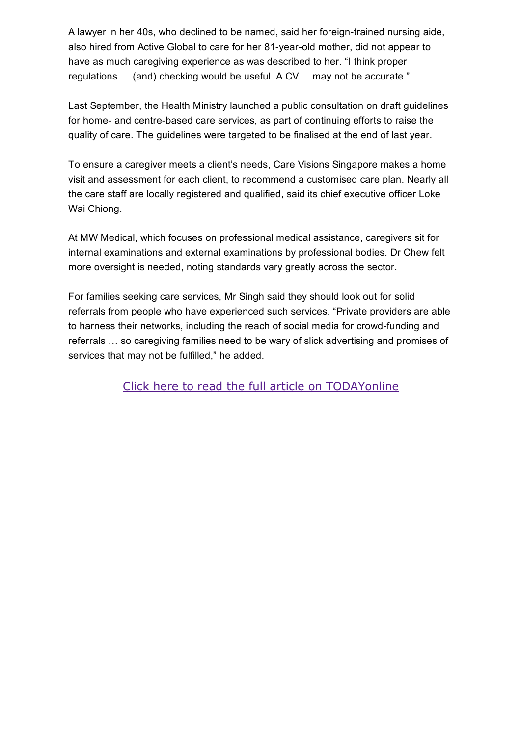A lawyer in her 40s, who declined to be named, said her foreign-trained nursing aide, also hired from Active Global to care for her 81-year-old mother, did not appear to have as much caregiving experience as was described to her. “I think proper regulations … (and) checking would be useful. A CV ... may not be accurate.”

Last September, the Health Ministry launched a public consultation on draft guidelines for home- and centre-based care services, as part of continuing efforts to raise the quality of care. The guidelines were targeted to be finalised at the end of last year.

To ensure a caregiver meets a client’s needs, Care Visions Singapore makes a home visit and assessment for each client, to recommend a customised care plan. Nearly all the care staff are locally registered and qualified, said its chief executive officer Loke Wai Chiong.

At MW Medical, which focuses on professional medical assistance, caregivers sit for internal examinations and external examinations by professional bodies. Dr Chew felt more oversight is needed, noting standards vary greatly across the sector.

For families seeking care services, Mr Singh said they should look out for solid referrals from people who have experienced such services. “Private providers are able to harness their networks, including the reach of social media for crowd-funding and referrals … so caregiving families need to be wary of slick advertising and promises of services that may not be fulfilled,” he added.

Click here to read the full article on TODAYonline